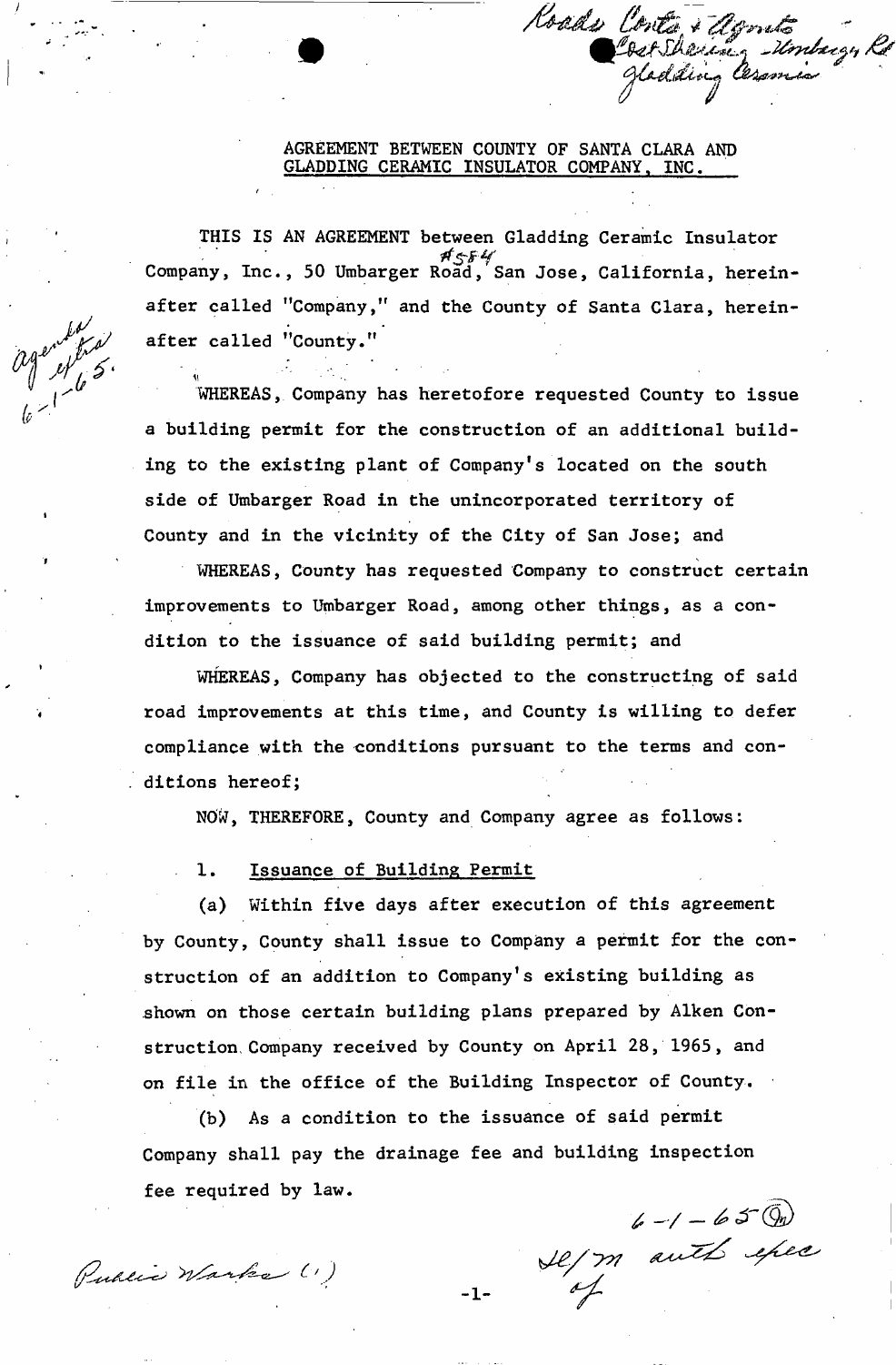Roads Contr + Agmts
Cost Sharing - Umbarger Rd
Gladding Ceramic

AGREEMENT BETWEEN COUNTY OF SANTA CLARA AND GLADDING CERAMIC INSULATOR COMPANY, INC.

agenda extra 6-1-65

THIS IS AN AGREEMENT between Gladding Ceramic Insulator Company, Inc., 50 Umbarger Road, San Jose, California, hereinafter called "Company," and the County of Santa Clara, hereinafter called "County."

#554

WHEREAS, Company has heretofore requested County to issue a building permit for the construction of an additional building to the existing plant of Company's located on the south side of Umbarger Road in the unincorporated territory of County and in the vicinity of the City of San Jose; and

WHEREAS, County has requested Company to construct certain improvements to Umbarger Road, among other things, as a condition to the issuance of said building permit; and

WHEREAS, Company has objected to the constructing of said road improvements at this time, and County is willing to defer compliance with the conditions pursuant to the terms and conditions hereof;

NOW, THEREFORE, County and Company agree as follows:

1. Issuance of Building Permit

(a) Within five days after execution of this agreement by County, County shall issue to Company a permit for the construction of an addition to Company's existing building as shown on those certain building plans prepared by Alken Construction Company received by County on April 28, 1965, and on file in the office of the Building Inspector of County.

(b) As a condition to the issuance of said permit Company shall pay the drainage fee and building inspection fee required by law.

6-1-65 (9a)
SE/m auth exec of

Public Works (1)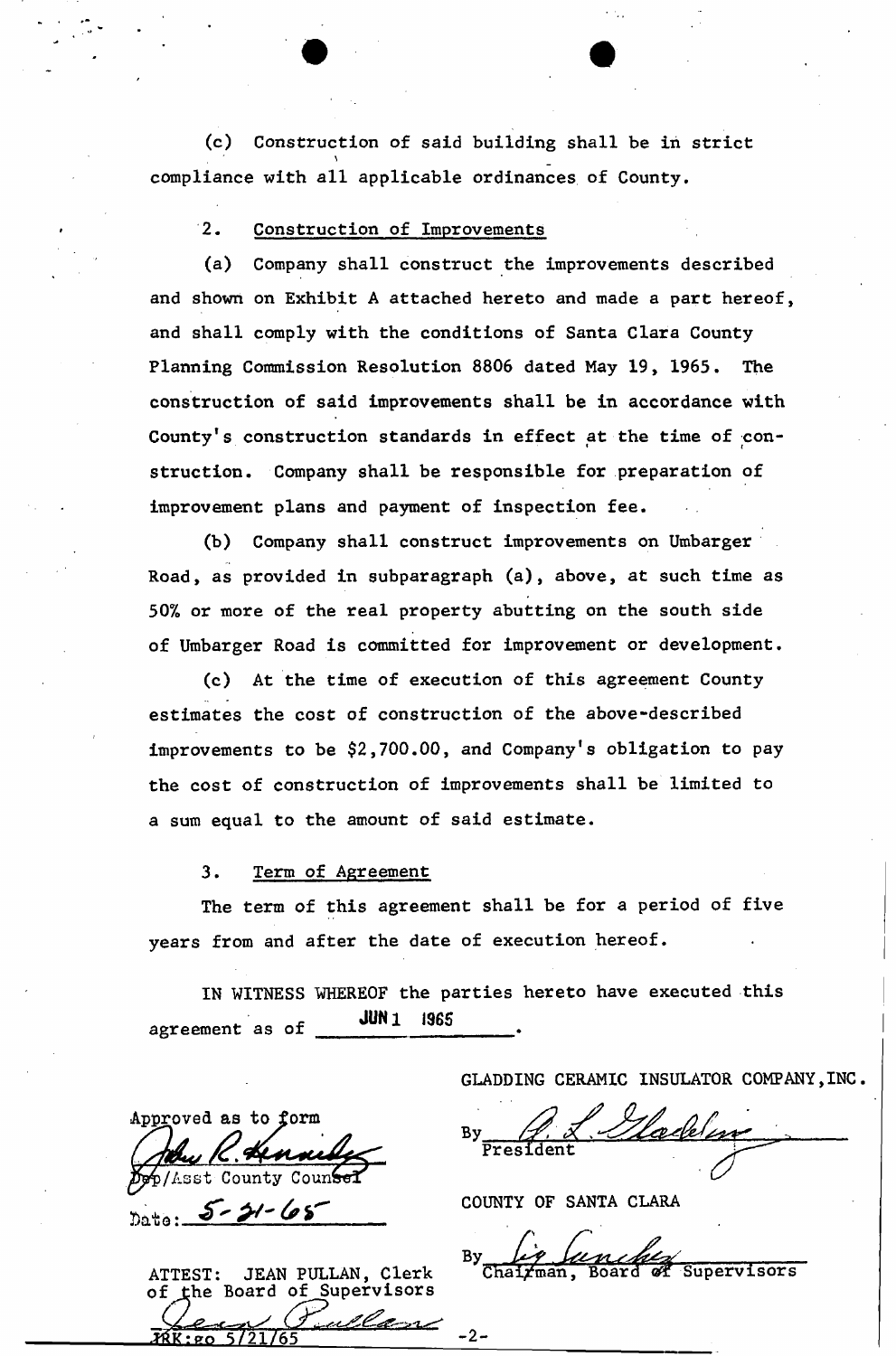(c) Construction of said building shall be in strict compliance with all applicable ordinances of County.

2. Construction of Improvements

(a) Company shall construct the improvements described and shown on Exhibit A attached hereto and made a part hereof, and shall comply with the conditions of Santa Clara County Planning Commission Resolution 8806 dated May 19, 1965. The construction of said improvements shall be in accordance with County's construction standards in effect at the time of construction. Company shall be responsible for preparation of improvement plans and payment of inspection fee.

(b) Company shall construct improvements on Umbarger Road, as provided in subparagraph (a), above, at such time as 50% or more of the real property abutting on the south side of Umbarger Road is committed for improvement or development.

(c) At the time of execution of this agreement County estimates the cost of construction of the above-described improvements to be $2,700.00, and Company's obligation to pay the cost of construction of improvements shall be limited to a sum equal to the amount of said estimate.

3. Term of Agreement

The term of this agreement shall be for a period of five years from and after the date of execution hereof.

IN WITNESS WHEREOF the parties hereto have executed this agreement as of JUN 1 1965.

GLADDING CERAMIC INSULATOR COMPANY, INC.

By [signature]
President

Approved as to form
[signature]
Dep/Asst County Counsel

Date: 5-21-65

COUNTY OF SANTA CLARA

By [signature]
Chairman, Board of Supervisors

ATTEST: JEAN PULLAN, Clerk of the Board of Supervisors
[signature]

JRK:go 5/21/65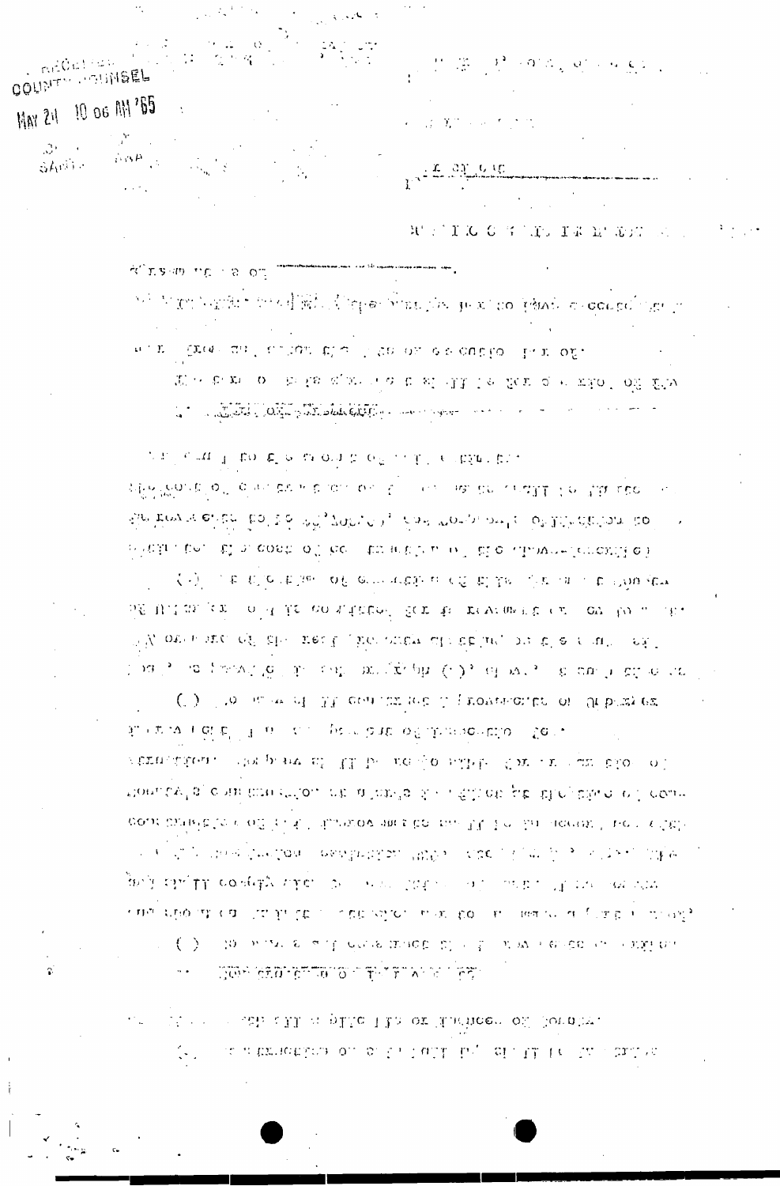COUNTY COUNSEL

MAY 24 10 06 AM '65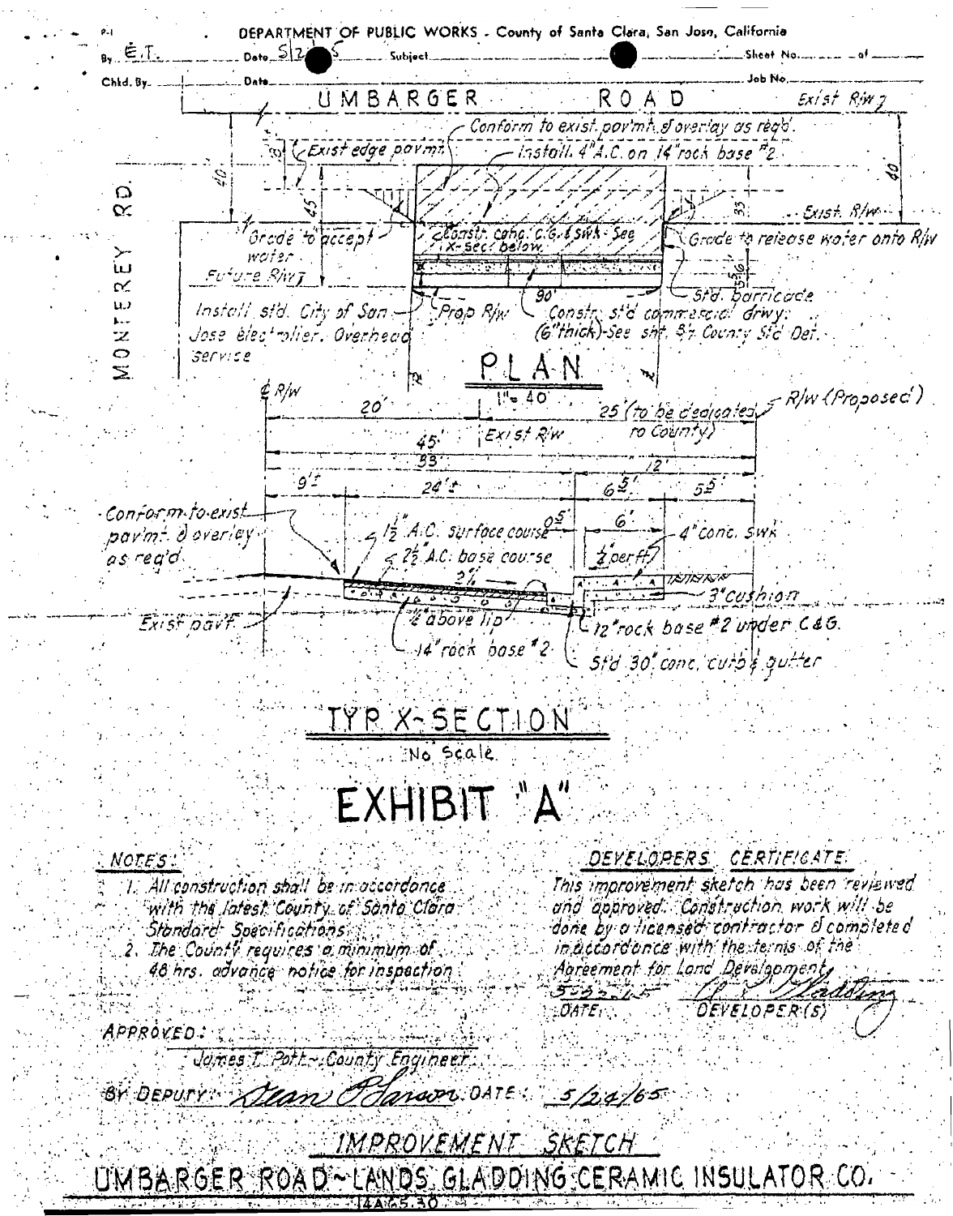DEPARTMENT OF PUBLIC WORKS - County of Santa Clara, San Jose, California

By E.T. Date 5/2/65 Subject Sheet No. of

Chkd. By Date Job No.

UMBARGER ROAD

Exist R/W

Conform to exist. pav'mt. & overlay as req'd.

Exist edge pavm't.

Install 4" A.C. on 14" rock base #2.

MONTEREY RD.

40

45

8'

40

33

Exist. R/W

Grade to accept water

Constr. conc. C.G. & swk. See X-sec. below.

Grade to release water onto R/W

Future R/W

5.56'

Std. barricade

Install std. City of San Jose electrolier. Overhead service

Prop R/W

90°

Constr. std commercial drwy. (6" thick) - See sht. 87 County Std Det.

PLAN

1" = 40'

℄ R/W

20'

25' (to be dedicated to County)

R/W (Proposed)

45'

Exist R/W

33'

12'

9½'

24'±

6½'

5½'

6'

Conform to exist pavm't. & overlay as req'd.

1½" A.C. surface course

2½" A.C. base course

0.5'

4" conc. swk

¼ per ft.

2%

3" cushion

Exist pav't.

½" above lip

12" rock base #2 under C&G.

14" rock base #2

Std 30" conc. curb & gutter

TYP X-SECTION

No Scale

# EXHIBIT "A"

NOTES:

1. All construction shall be in accordance with the latest County of Santa Clara Standard Specifications.
2. The County requires a minimum of 48 hrs. advance notice for inspection.

DEVELOPERS CERTIFICATE

This improvement sketch has been reviewed and approved. Construction work will be done by a licensed contractor & completed in accordance with the terms of the Agreement for Land Development.

5-25-65 — DATE

(signature) — DEVELOPER(S)

APPROVED:

James T. Pott - County Engineer

BY DEPUTY: (signature) DATE: 5/24/65

IMPROVEMENT SKETCH

UMBARGER ROAD - LANDS GLADDING CERAMIC INSULATOR CO.

14A65.30